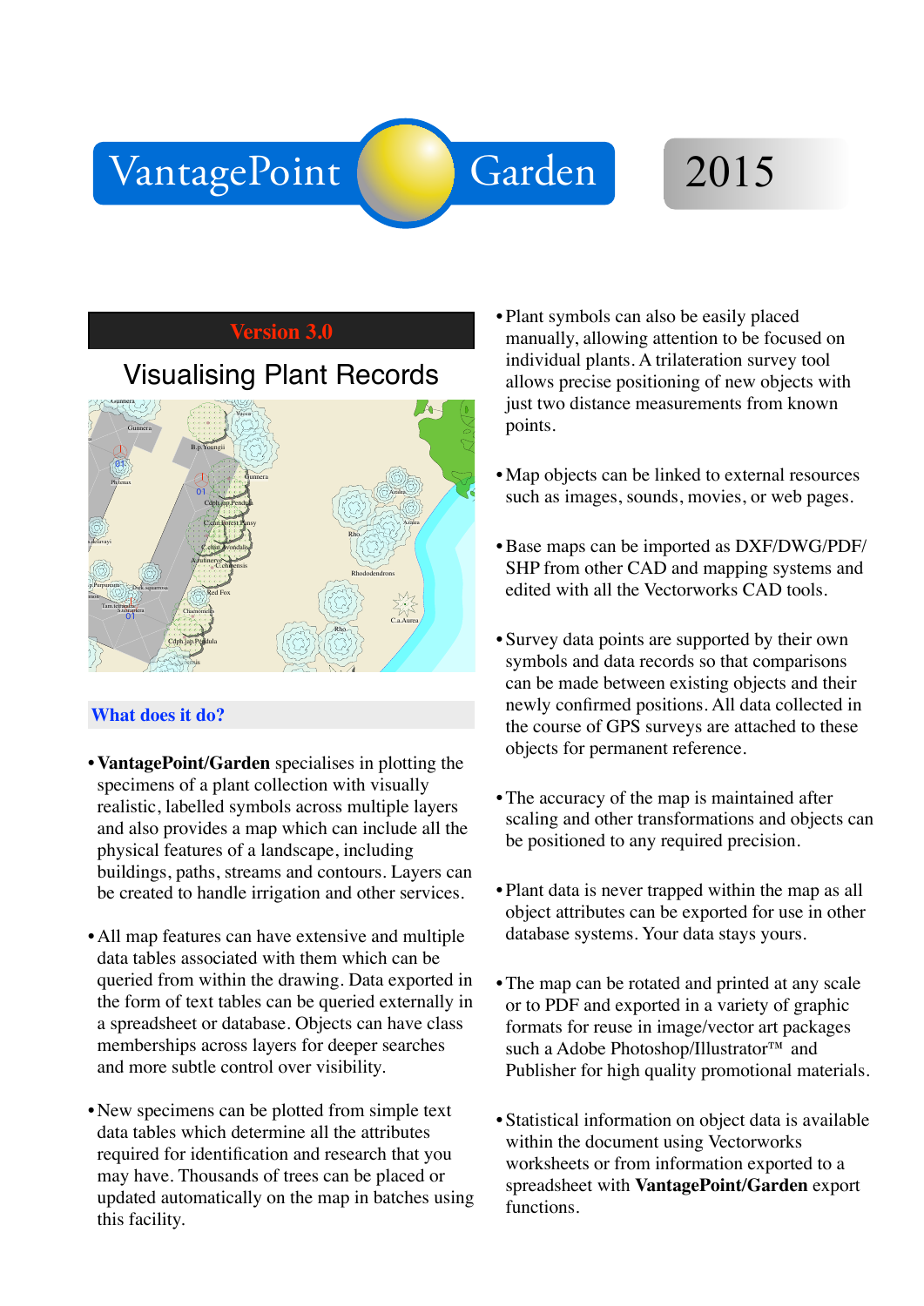# VantagePoint Garden 2015

## Version 3.0

## Visualising Plant Records

### What does it do?

- **VantagePoint/Garden** specialises in plotting the specimens of a plant collection with visually realistic, labelled symbols across multiple layers and also provides a map which can include all the physical features of a landscape, including buildings, paths, streams and contours. Layers can be created to handle irrigation and other services.

- All map features can have extensive and multiple data tables associated with them which can be queried from within the drawing. Data exported in the form of text tables can be queried externally in a spreadsheet or database. Objects can have class memberships across layers for deeper searches and more subtle control over visibility.

- New specimens can be plotted from simple text data tables which determine all the attributes required for identification and research that you may have. Thousands of trees can be placed or updated automatically on the map in batches using this facility.

- Plant symbols can also be easily placed manually, allowing attention to be focused on individual plants. A trilateration survey tool allows precise positioning of new objects with just two distance measurements from known points.

- Map objects can be linked to external resources such as images, sounds, movies, or web pages.

- Base maps can be imported as DXF/DWG/PDF/SHP from other CAD and mapping systems and edited with all the Vectorworks CAD tools.

- Survey data points are supported by their own symbols and data records so that comparisons can be made between existing objects and their newly confirmed positions. All data collected in the course of GPS surveys are attached to these objects for permanent reference.

- The accuracy of the map is maintained after scaling and other transformations and objects can be positioned to any required precision.

- Plant data is never trapped within the map as all object attributes can be exported for use in other database systems. Your data stays yours.

- The map can be rotated and printed at any scale or to PDF and exported in a variety of graphic formats for reuse in image/vector art packages such a Adobe Photoshop/Illustrator™ and Publisher for high quality promotional materials.

- Statistical information on object data is available within the document using Vectorworks worksheets or from information exported to a spreadsheet with **VantagePoint/Garden** export functions.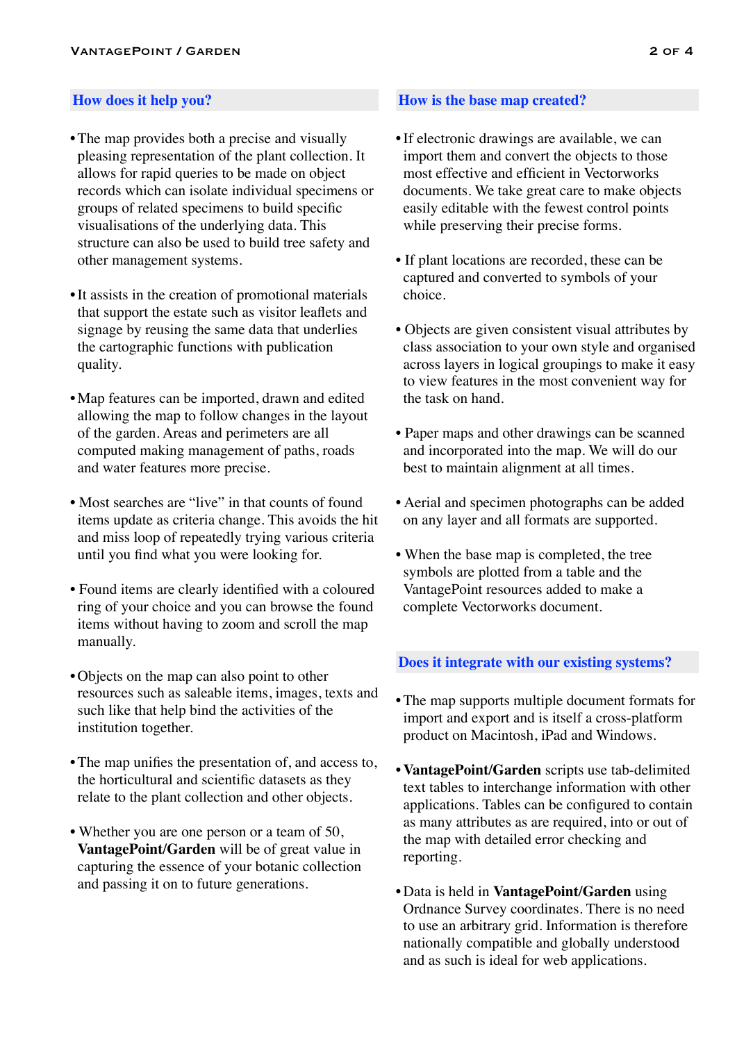## How does it help you?

- The map provides both a precise and visually pleasing representation of the plant collection. It allows for rapid queries to be made on object records which can isolate individual specimens or groups of related specimens to build specific visualisations of the underlying data. This structure can also be used to build tree safety and other management systems.
- It assists in the creation of promotional materials that support the estate such as visitor leaflets and signage by reusing the same data that underlies the cartographic functions with publication quality.
- Map features can be imported, drawn and edited allowing the map to follow changes in the layout of the garden. Areas and perimeters are all computed making management of paths, roads and water features more precise.
- Most searches are “live” in that counts of found items update as criteria change. This avoids the hit and miss loop of repeatedly trying various criteria until you find what you were looking for.
- Found items are clearly identified with a coloured ring of your choice and you can browse the found items without having to zoom and scroll the map manually.
- Objects on the map can also point to other resources such as saleable items, images, texts and such like that help bind the activities of the institution together.
- The map unifies the presentation of, and access to, the horticultural and scientific datasets as they relate to the plant collection and other objects.
- Whether you are one person or a team of 50, **VantagePoint/Garden** will be of great value in capturing the essence of your botanic collection and passing it on to future generations.

## How is the base map created?

- If electronic drawings are available, we can import them and convert the objects to those most effective and efficient in Vectorworks documents. We take great care to make objects easily editable with the fewest control points while preserving their precise forms.
- If plant locations are recorded, these can be captured and converted to symbols of your choice.
- Objects are given consistent visual attributes by class association to your own style and organised across layers in logical groupings to make it easy to view features in the most convenient way for the task on hand.
- Paper maps and other drawings can be scanned and incorporated into the map. We will do our best to maintain alignment at all times.
- Aerial and specimen photographs can be added on any layer and all formats are supported.
- When the base map is completed, the tree symbols are plotted from a table and the VantagePoint resources added to make a complete Vectorworks document.

## Does it integrate with our existing systems?

- The map supports multiple document formats for import and export and is itself a cross-platform product on Macintosh, iPad and Windows.
- **VantagePoint/Garden** scripts use tab-delimited text tables to interchange information with other applications. Tables can be configured to contain as many attributes as are required, into or out of the map with detailed error checking and reporting.
- Data is held in **VantagePoint/Garden** using Ordnance Survey coordinates. There is no need to use an arbitrary grid. Information is therefore nationally compatible and globally understood and as such is ideal for web applications.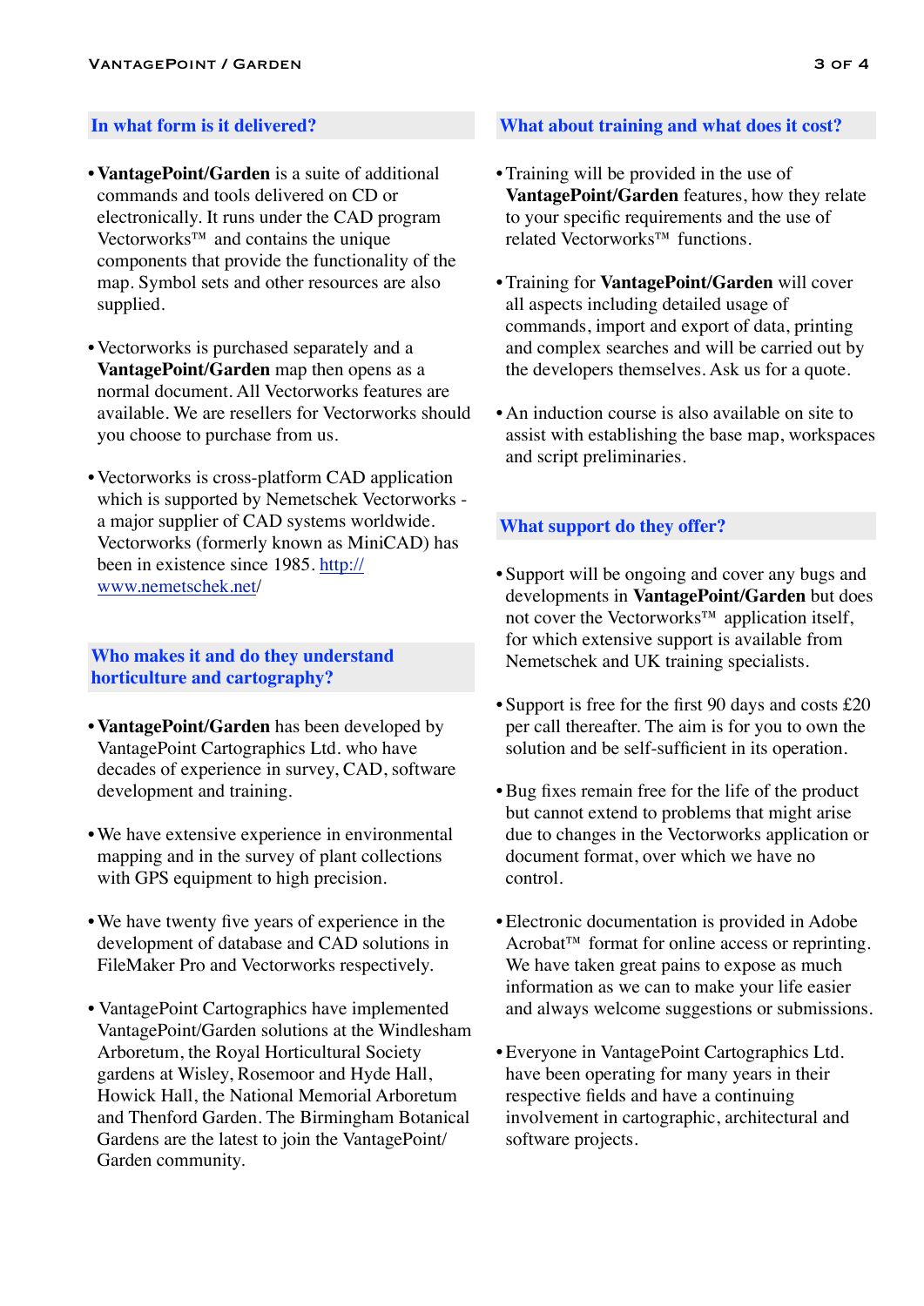## In what form is it delivered?

- **VantagePoint/Garden** is a suite of additional commands and tools delivered on CD or electronically. It runs under the CAD program Vectorworks™ and contains the unique components that provide the functionality of the map. Symbol sets and other resources are also supplied.

- Vectorworks is purchased separately and a **VantagePoint/Garden** map then opens as a normal document. All Vectorworks features are available. We are resellers for Vectorworks should you choose to purchase from us.

- Vectorworks is cross-platform CAD application which is supported by Nemetschek Vectorworks - a major supplier of CAD systems worldwide. Vectorworks (formerly known as MiniCAD) has been in existence since 1985. [http://www.nemetschek.net/](http://www.nemetschek.net/)

## Who makes it and do they understand horticulture and cartography?

- **VantagePoint/Garden** has been developed by VantagePoint Cartographics Ltd. who have decades of experience in survey, CAD, software development and training.

- We have extensive experience in environmental mapping and in the survey of plant collections with GPS equipment to high precision.

- We have twenty five years of experience in the development of database and CAD solutions in FileMaker Pro and Vectorworks respectively.

- VantagePoint Cartographics have implemented VantagePoint/Garden solutions at the Windlesham Arboretum, the Royal Horticultural Society gardens at Wisley, Rosemoor and Hyde Hall, Howick Hall, the National Memorial Arboretum and Thenford Garden. The Birmingham Botanical Gardens are the latest to join the VantagePoint/Garden community.

## What about training and what does it cost?

- Training will be provided in the use of **VantagePoint/Garden** features, how they relate to your specific requirements and the use of related Vectorworks™ functions.

- Training for **VantagePoint/Garden** will cover all aspects including detailed usage of commands, import and export of data, printing and complex searches and will be carried out by the developers themselves. Ask us for a quote.

- An induction course is also available on site to assist with establishing the base map, workspaces and script preliminaries.

## What support do they offer?

- Support will be ongoing and cover any bugs and developments in **VantagePoint/Garden** but does not cover the Vectorworks™ application itself, for which extensive support is available from Nemetschek and UK training specialists.

- Support is free for the first 90 days and costs £20 per call thereafter. The aim is for you to own the solution and be self-sufficient in its operation.

- Bug fixes remain free for the life of the product but cannot extend to problems that might arise due to changes in the Vectorworks application or document format, over which we have no control.

- Electronic documentation is provided in Adobe Acrobat™ format for online access or reprinting. We have taken great pains to expose as much information as we can to make your life easier and always welcome suggestions or submissions.

- Everyone in VantagePoint Cartographics Ltd. have been operating for many years in their respective fields and have a continuing involvement in cartographic, architectural and software projects.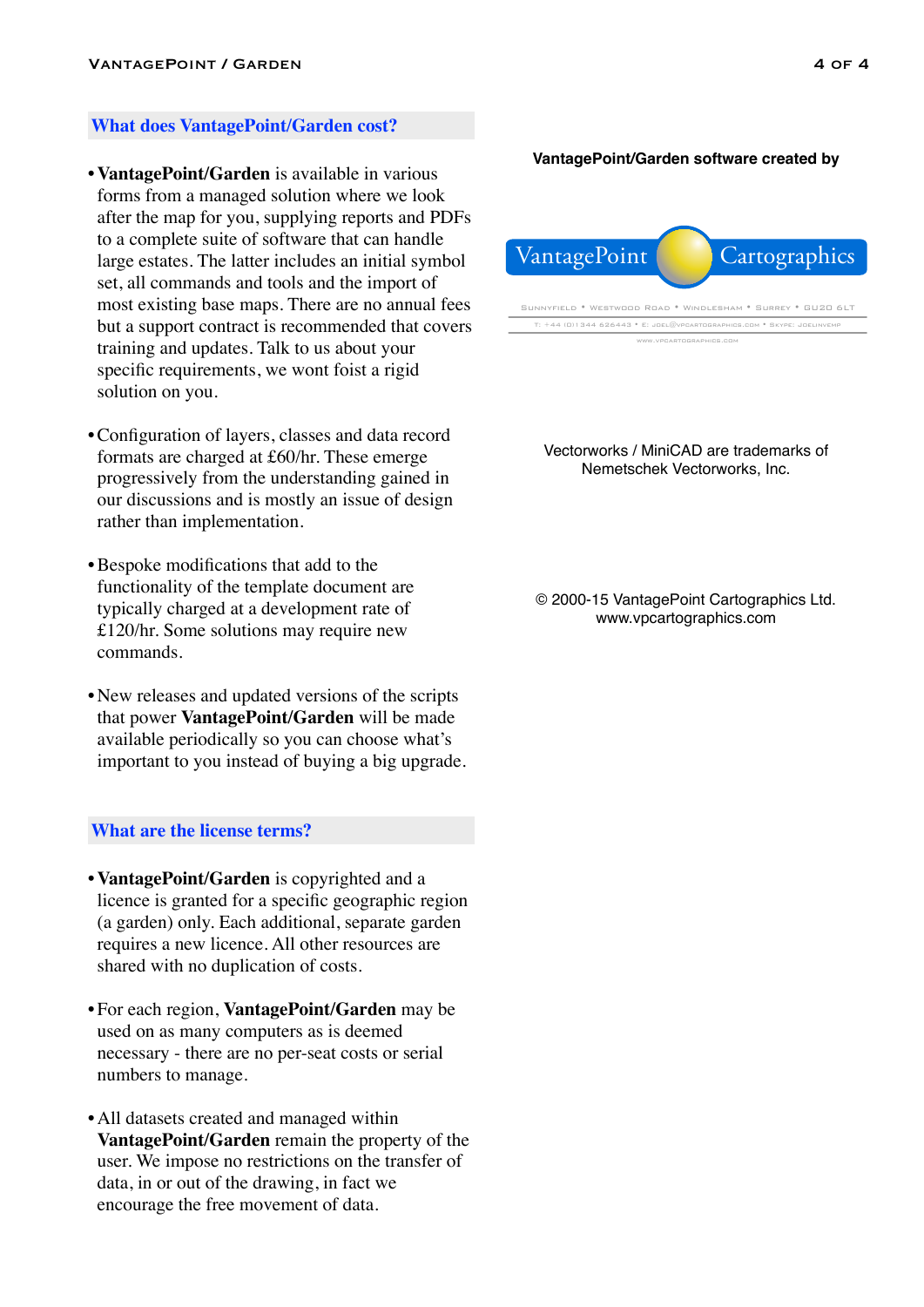## What does VantagePoint/Garden cost?

- **VantagePoint/Garden** is available in various forms from a managed solution where we look after the map for you, supplying reports and PDFs to a complete suite of software that can handle large estates. The latter includes an initial symbol set, all commands and tools and the import of most existing base maps. There are no annual fees but a support contract is recommended that covers training and updates. Talk to us about your specific requirements, we wont foist a rigid solution on you.

- Configuration of layers, classes and data record formats are charged at £60/hr. These emerge progressively from the understanding gained in our discussions and is mostly an issue of design rather than implementation.

- Bespoke modifications that add to the functionality of the template document are typically charged at a development rate of £120/hr. Some solutions may require new commands.

- New releases and updated versions of the scripts that power **VantagePoint/Garden** will be made available periodically so you can choose what's important to you instead of buying a big upgrade.

## What are the license terms?

- **VantagePoint/Garden** is copyrighted and a licence is granted for a specific geographic region (a garden) only. Each additional, separate garden requires a new licence. All other resources are shared with no duplication of costs.

- For each region, **VantagePoint/Garden** may be used on as many computers as is deemed necessary - there are no per-seat costs or serial numbers to manage.

- All datasets created and managed within **VantagePoint/Garden** remain the property of the user. We impose no restrictions on the transfer of data, in or out of the drawing, in fact we encourage the free movement of data.

**VantagePoint/Garden software created by**

VantagePoint Cartographics

Sunnyfield • Westwood Road • Windlesham • Surrey • GU20 6LT

T: +44 (0)1344 626443 • E: joel@vpcartographics.com • Skype: joelinvemp

www.vpcartographics.com

Vectorworks / MiniCAD are trademarks of Nemetschek Vectorworks, Inc.

© 2000-15 VantagePoint Cartographics Ltd.
www.vpcartographics.com